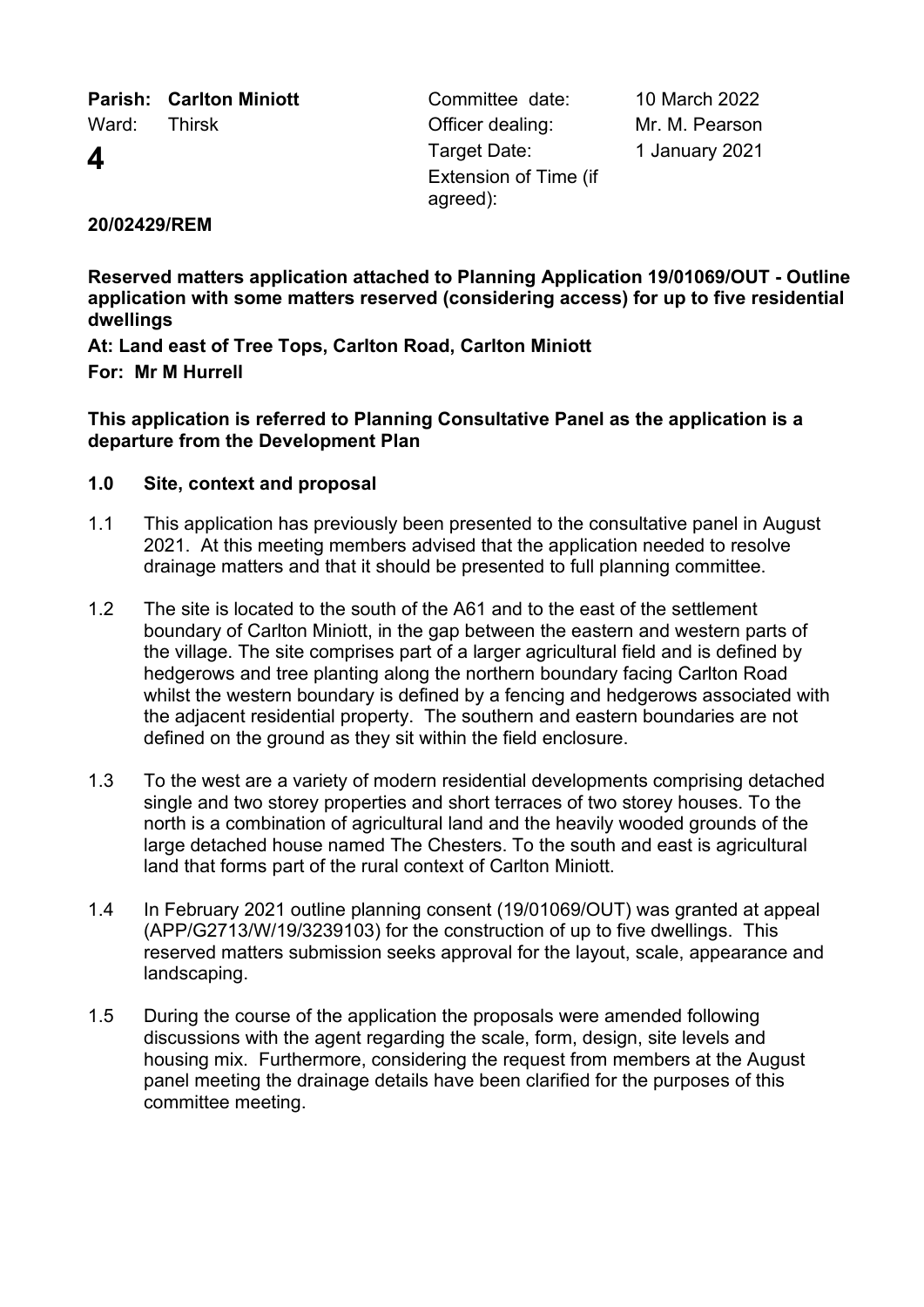| | | | |
|---|---|---|---|
| **Parish: Carlton Miniott** | | Committee date: | 10 March 2022 |
| Ward: | Thirsk | Officer dealing: | Mr. M. Pearson |
| **4** | | Target Date: | 1 January 2021 |
| | | Extension of Time (if agreed): | |

**20/02429/REM**

**Reserved matters application attached to Planning Application 19/01069/OUT - Outline application with some matters reserved (considering access) for up to five residential dwellings**

**At: Land east of Tree Tops, Carlton Road, Carlton Miniott**

**For: Mr M Hurrell**

**This application is referred to Planning Consultative Panel as the application is a departure from the Development Plan**

## 1.0 Site, context and proposal

1.1 This application has previously been presented to the consultative panel in August 2021. At this meeting members advised that the application needed to resolve drainage matters and that it should be presented to full planning committee.

1.2 The site is located to the south of the A61 and to the east of the settlement boundary of Carlton Miniott, in the gap between the eastern and western parts of the village. The site comprises part of a larger agricultural field and is defined by hedgerows and tree planting along the northern boundary facing Carlton Road whilst the western boundary is defined by a fencing and hedgerows associated with the adjacent residential property. The southern and eastern boundaries are not defined on the ground as they sit within the field enclosure.

1.3 To the west are a variety of modern residential developments comprising detached single and two storey properties and short terraces of two storey houses. To the north is a combination of agricultural land and the heavily wooded grounds of the large detached house named The Chesters. To the south and east is agricultural land that forms part of the rural context of Carlton Miniott.

1.4 In February 2021 outline planning consent (19/01069/OUT) was granted at appeal (APP/G2713/W/19/3239103) for the construction of up to five dwellings. This reserved matters submission seeks approval for the layout, scale, appearance and landscaping.

1.5 During the course of the application the proposals were amended following discussions with the agent regarding the scale, form, design, site levels and housing mix. Furthermore, considering the request from members at the August panel meeting the drainage details have been clarified for the purposes of this committee meeting.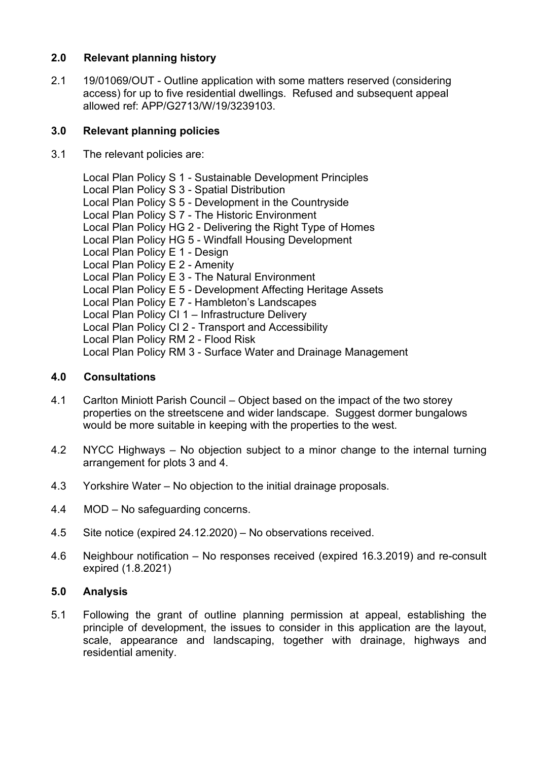## 2.0 Relevant planning history

2.1 19/01069/OUT - Outline application with some matters reserved (considering access) for up to five residential dwellings. Refused and subsequent appeal allowed ref: APP/G2713/W/19/3239103.

## 3.0 Relevant planning policies

3.1 The relevant policies are:

Local Plan Policy S 1 - Sustainable Development Principles
Local Plan Policy S 3 - Spatial Distribution
Local Plan Policy S 5 - Development in the Countryside
Local Plan Policy S 7 - The Historic Environment
Local Plan Policy HG 2 - Delivering the Right Type of Homes
Local Plan Policy HG 5 - Windfall Housing Development
Local Plan Policy E 1 - Design
Local Plan Policy E 2 - Amenity
Local Plan Policy E 3 - The Natural Environment
Local Plan Policy E 5 - Development Affecting Heritage Assets
Local Plan Policy E 7 - Hambleton's Landscapes
Local Plan Policy CI 1 – Infrastructure Delivery
Local Plan Policy CI 2 - Transport and Accessibility
Local Plan Policy RM 2 - Flood Risk
Local Plan Policy RM 3 - Surface Water and Drainage Management

## 4.0 Consultations

4.1 Carlton Miniott Parish Council – Object based on the impact of the two storey properties on the streetscene and wider landscape. Suggest dormer bungalows would be more suitable in keeping with the properties to the west.

4.2 NYCC Highways – No objection subject to a minor change to the internal turning arrangement for plots 3 and 4.

4.3 Yorkshire Water – No objection to the initial drainage proposals.

4.4 MOD – No safeguarding concerns.

4.5 Site notice (expired 24.12.2020) – No observations received.

4.6 Neighbour notification – No responses received (expired 16.3.2019) and re-consult expired (1.8.2021)

## 5.0 Analysis

5.1 Following the grant of outline planning permission at appeal, establishing the principle of development, the issues to consider in this application are the layout, scale, appearance and landscaping, together with drainage, highways and residential amenity.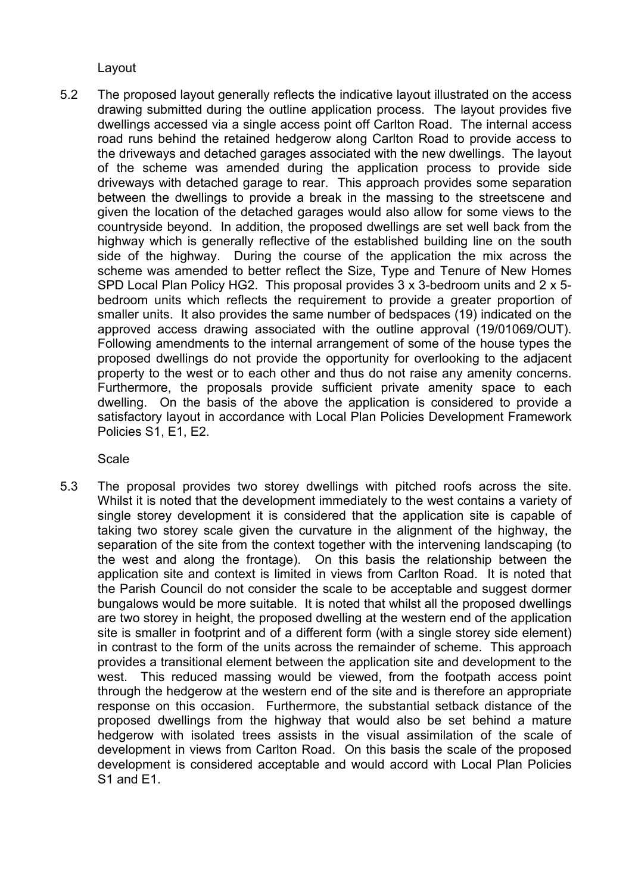Layout

5.2 The proposed layout generally reflects the indicative layout illustrated on the access drawing submitted during the outline application process. The layout provides five dwellings accessed via a single access point off Carlton Road. The internal access road runs behind the retained hedgerow along Carlton Road to provide access to the driveways and detached garages associated with the new dwellings. The layout of the scheme was amended during the application process to provide side driveways with detached garage to rear. This approach provides some separation between the dwellings to provide a break in the massing to the streetscene and given the location of the detached garages would also allow for some views to the countryside beyond. In addition, the proposed dwellings are set well back from the highway which is generally reflective of the established building line on the south side of the highway. During the course of the application the mix across the scheme was amended to better reflect the Size, Type and Tenure of New Homes SPD Local Plan Policy HG2. This proposal provides 3 x 3-bedroom units and 2 x 5-bedroom units which reflects the requirement to provide a greater proportion of smaller units. It also provides the same number of bedspaces (19) indicated on the approved access drawing associated with the outline approval (19/01069/OUT). Following amendments to the internal arrangement of some of the house types the proposed dwellings do not provide the opportunity for overlooking to the adjacent property to the west or to each other and thus do not raise any amenity concerns. Furthermore, the proposals provide sufficient private amenity space to each dwelling. On the basis of the above the application is considered to provide a satisfactory layout in accordance with Local Plan Policies Development Framework Policies S1, E1, E2.

Scale

5.3 The proposal provides two storey dwellings with pitched roofs across the site. Whilst it is noted that the development immediately to the west contains a variety of single storey development it is considered that the application site is capable of taking two storey scale given the curvature in the alignment of the highway, the separation of the site from the context together with the intervening landscaping (to the west and along the frontage). On this basis the relationship between the application site and context is limited in views from Carlton Road. It is noted that the Parish Council do not consider the scale to be acceptable and suggest dormer bungalows would be more suitable. It is noted that whilst all the proposed dwellings are two storey in height, the proposed dwelling at the western end of the application site is smaller in footprint and of a different form (with a single storey side element) in contrast to the form of the units across the remainder of scheme. This approach provides a transitional element between the application site and development to the west. This reduced massing would be viewed, from the footpath access point through the hedgerow at the western end of the site and is therefore an appropriate response on this occasion. Furthermore, the substantial setback distance of the proposed dwellings from the highway that would also be set behind a mature hedgerow with isolated trees assists in the visual assimilation of the scale of development in views from Carlton Road. On this basis the scale of the proposed development is considered acceptable and would accord with Local Plan Policies S1 and E1.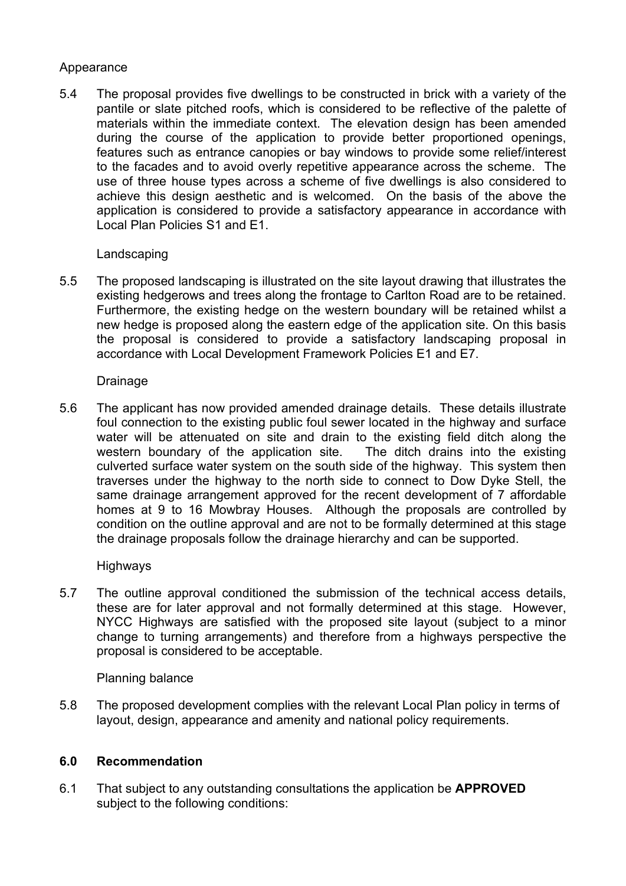Appearance

5.4 The proposal provides five dwellings to be constructed in brick with a variety of the pantile or slate pitched roofs, which is considered to be reflective of the palette of materials within the immediate context. The elevation design has been amended during the course of the application to provide better proportioned openings, features such as entrance canopies or bay windows to provide some relief/interest to the facades and to avoid overly repetitive appearance across the scheme. The use of three house types across a scheme of five dwellings is also considered to achieve this design aesthetic and is welcomed. On the basis of the above the application is considered to provide a satisfactory appearance in accordance with Local Plan Policies S1 and E1.

Landscaping

5.5 The proposed landscaping is illustrated on the site layout drawing that illustrates the existing hedgerows and trees along the frontage to Carlton Road are to be retained. Furthermore, the existing hedge on the western boundary will be retained whilst a new hedge is proposed along the eastern edge of the application site. On this basis the proposal is considered to provide a satisfactory landscaping proposal in accordance with Local Development Framework Policies E1 and E7.

Drainage

5.6 The applicant has now provided amended drainage details. These details illustrate foul connection to the existing public foul sewer located in the highway and surface water will be attenuated on site and drain to the existing field ditch along the western boundary of the application site. The ditch drains into the existing culverted surface water system on the south side of the highway. This system then traverses under the highway to the north side to connect to Dow Dyke Stell, the same drainage arrangement approved for the recent development of 7 affordable homes at 9 to 16 Mowbray Houses. Although the proposals are controlled by condition on the outline approval and are not to be formally determined at this stage the drainage proposals follow the drainage hierarchy and can be supported.

Highways

5.7 The outline approval conditioned the submission of the technical access details, these are for later approval and not formally determined at this stage. However, NYCC Highways are satisfied with the proposed site layout (subject to a minor change to turning arrangements) and therefore from a highways perspective the proposal is considered to be acceptable.

Planning balance

5.8 The proposed development complies with the relevant Local Plan policy in terms of layout, design, appearance and amenity and national policy requirements.

## 6.0 Recommendation

6.1 That subject to any outstanding consultations the application be **APPROVED** subject to the following conditions: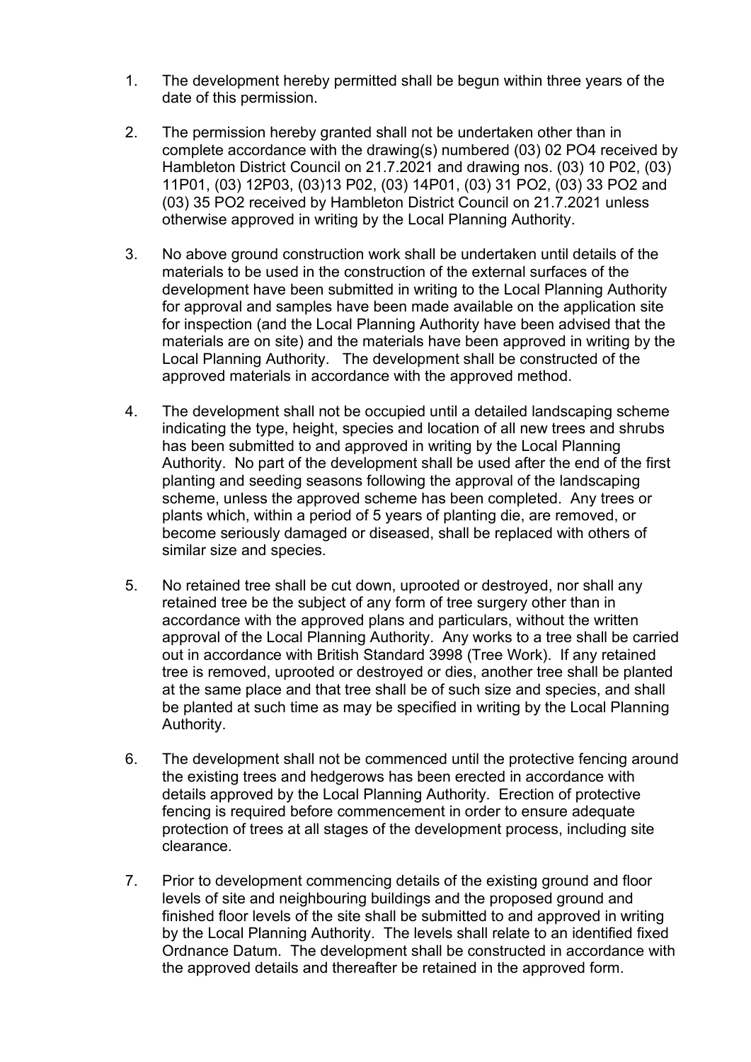1. The development hereby permitted shall be begun within three years of the date of this permission.

2. The permission hereby granted shall not be undertaken other than in complete accordance with the drawing(s) numbered (03) 02 PO4 received by Hambleton District Council on 21.7.2021 and drawing nos. (03) 10 P02, (03) 11P01, (03) 12P03, (03)13 P02, (03) 14P01, (03) 31 PO2, (03) 33 PO2 and (03) 35 PO2 received by Hambleton District Council on 21.7.2021 unless otherwise approved in writing by the Local Planning Authority.

3. No above ground construction work shall be undertaken until details of the materials to be used in the construction of the external surfaces of the development have been submitted in writing to the Local Planning Authority for approval and samples have been made available on the application site for inspection (and the Local Planning Authority have been advised that the materials are on site) and the materials have been approved in writing by the Local Planning Authority. The development shall be constructed of the approved materials in accordance with the approved method.

4. The development shall not be occupied until a detailed landscaping scheme indicating the type, height, species and location of all new trees and shrubs has been submitted to and approved in writing by the Local Planning Authority. No part of the development shall be used after the end of the first planting and seeding seasons following the approval of the landscaping scheme, unless the approved scheme has been completed. Any trees or plants which, within a period of 5 years of planting die, are removed, or become seriously damaged or diseased, shall be replaced with others of similar size and species.

5. No retained tree shall be cut down, uprooted or destroyed, nor shall any retained tree be the subject of any form of tree surgery other than in accordance with the approved plans and particulars, without the written approval of the Local Planning Authority. Any works to a tree shall be carried out in accordance with British Standard 3998 (Tree Work). If any retained tree is removed, uprooted or destroyed or dies, another tree shall be planted at the same place and that tree shall be of such size and species, and shall be planted at such time as may be specified in writing by the Local Planning Authority.

6. The development shall not be commenced until the protective fencing around the existing trees and hedgerows has been erected in accordance with details approved by the Local Planning Authority. Erection of protective fencing is required before commencement in order to ensure adequate protection of trees at all stages of the development process, including site clearance.

7. Prior to development commencing details of the existing ground and floor levels of site and neighbouring buildings and the proposed ground and finished floor levels of the site shall be submitted to and approved in writing by the Local Planning Authority. The levels shall relate to an identified fixed Ordnance Datum. The development shall be constructed in accordance with the approved details and thereafter be retained in the approved form.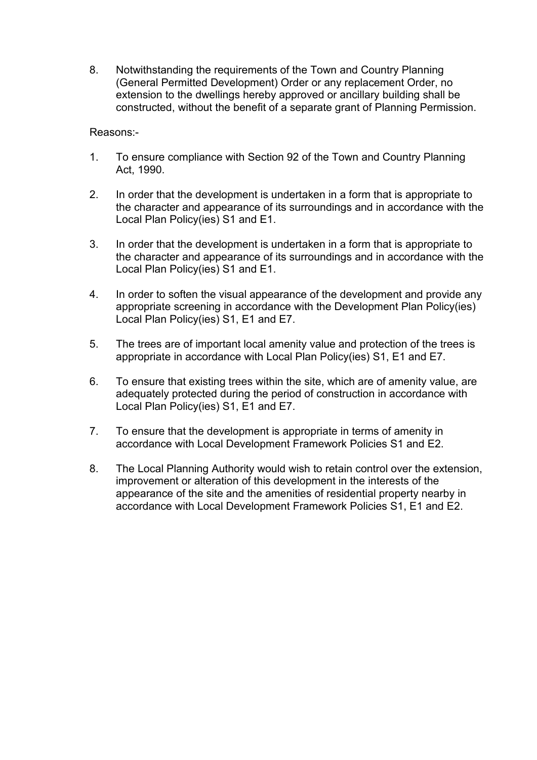8. Notwithstanding the requirements of the Town and Country Planning (General Permitted Development) Order or any replacement Order, no extension to the dwellings hereby approved or ancillary building shall be constructed, without the benefit of a separate grant of Planning Permission.

Reasons:-

1. To ensure compliance with Section 92 of the Town and Country Planning Act, 1990.

2. In order that the development is undertaken in a form that is appropriate to the character and appearance of its surroundings and in accordance with the Local Plan Policy(ies) S1 and E1.

3. In order that the development is undertaken in a form that is appropriate to the character and appearance of its surroundings and in accordance with the Local Plan Policy(ies) S1 and E1.

4. In order to soften the visual appearance of the development and provide any appropriate screening in accordance with the Development Plan Policy(ies) Local Plan Policy(ies) S1, E1 and E7.

5. The trees are of important local amenity value and protection of the trees is appropriate in accordance with Local Plan Policy(ies) S1, E1 and E7.

6. To ensure that existing trees within the site, which are of amenity value, are adequately protected during the period of construction in accordance with Local Plan Policy(ies) S1, E1 and E7.

7. To ensure that the development is appropriate in terms of amenity in accordance with Local Development Framework Policies S1 and E2.

8. The Local Planning Authority would wish to retain control over the extension, improvement or alteration of this development in the interests of the appearance of the site and the amenities of residential property nearby in accordance with Local Development Framework Policies S1, E1 and E2.